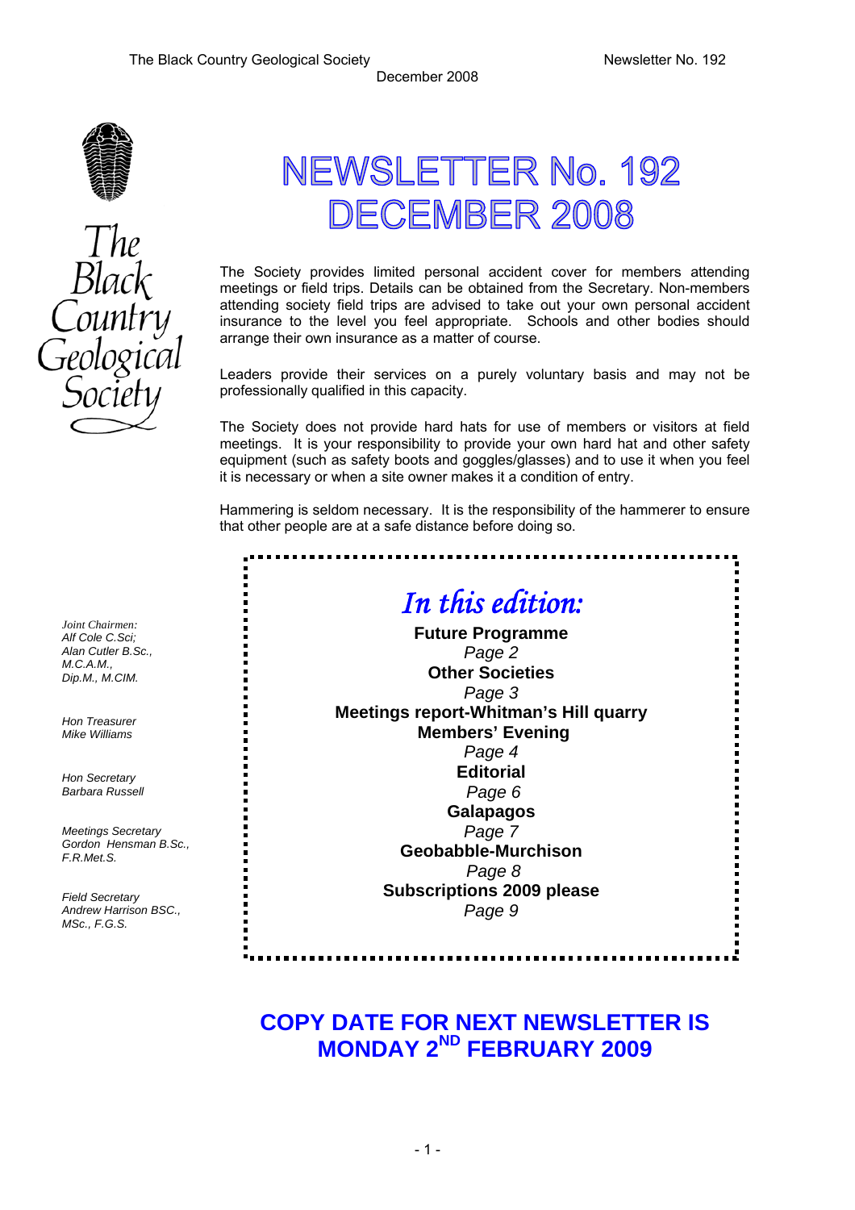# NEWSLETTER No. 192 DECEMBER 2008

The Black Country Geological Society

*Joint Chairmen:*
*Alf Cole C.Sci;*
*Alan Cutler B.Sc., M.C.A.M., Dip.M., M.CIM.*

*Hon Treasurer*
*Mike Williams*

*Hon Secretary*
*Barbara Russell*

*Meetings Secretary*
*Gordon Hensman B.Sc., F.R.Met.S.*

*Field Secretary*
*Andrew Harrison BSC., MSc., F.G.S.*

The Society provides limited personal accident cover for members attending meetings or field trips. Details can be obtained from the Secretary. Non-members attending society field trips are advised to take out your own personal accident insurance to the level you feel appropriate. Schools and other bodies should arrange their own insurance as a matter of course.

Leaders provide their services on a purely voluntary basis and may not be professionally qualified in this capacity.

The Society does not provide hard hats for use of members or visitors at field meetings. It is your responsibility to provide your own hard hat and other safety equipment (such as safety boots and goggles/glasses) and to use it when you feel it is necessary or when a site owner makes it a condition of entry.

Hammering is seldom necessary. It is the responsibility of the hammerer to ensure that other people are at a safe distance before doing so.

## *In this edition:*

**Future Programme**
*Page 2*
**Other Societies**
*Page 3*
**Meetings report-Whitman's Hill quarry**
**Members' Evening**
*Page 4*
**Editorial**
*Page 6*
**Galapagos**
*Page 7*
**Geobabble-Murchison**
*Page 8*
**Subscriptions 2009 please**
*Page 9*

**COPY DATE FOR NEXT NEWSLETTER IS MONDAY 2ND FEBRUARY 2009**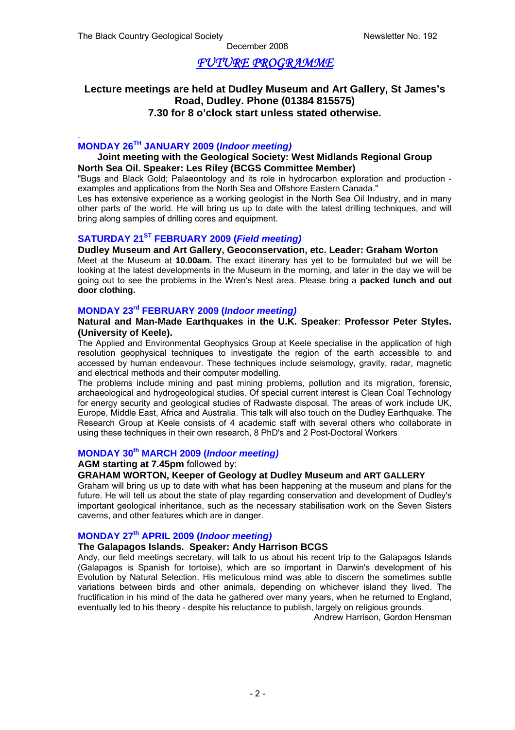# *FUTURE PROGRAMME*

**Lecture meetings are held at Dudley Museum and Art Gallery, St James's Road, Dudley. Phone (01384 815575)**
**7.30 for 8 o'clock start unless stated otherwise.**

## MONDAY 26TH JANUARY 2009 (*Indoor meeting)*

**Joint meeting with the Geological Society: West Midlands Regional Group**
**North Sea Oil. Speaker: Les Riley (BCGS Committee Member)**

"Bugs and Black Gold; Palaeontology and its role in hydrocarbon exploration and production - examples and applications from the North Sea and Offshore Eastern Canada."

Les has extensive experience as a working geologist in the North Sea Oil Industry, and in many other parts of the world. He will bring us up to date with the latest drilling techniques, and will bring along samples of drilling cores and equipment.

## SATURDAY 21ST FEBRUARY 2009 (*Field meeting)*

**Dudley Museum and Art Gallery, Geoconservation, etc. Leader: Graham Worton**

Meet at the Museum at **10.00am.** The exact itinerary has yet to be formulated but we will be looking at the latest developments in the Museum in the morning, and later in the day we will be going out to see the problems in the Wren's Nest area. Please bring a **packed lunch and out door clothing.**

## MONDAY 23rd FEBRUARY 2009 (*Indoor meeting)*

**Natural and Man-Made Earthquakes in the U.K. Speaker**: **Professor Peter Styles. (University of Keele).**

The Applied and Environmental Geophysics Group at Keele specialise in the application of high resolution geophysical techniques to investigate the region of the earth accessible to and accessed by human endeavour. These techniques include seismology, gravity, radar, magnetic and electrical methods and their computer modelling.

The problems include mining and past mining problems, pollution and its migration, forensic, archaeological and hydrogeological studies. Of special current interest is Clean Coal Technology for energy security and geological studies of Radwaste disposal. The areas of work include UK, Europe, Middle East, Africa and Australia. This talk will also touch on the Dudley Earthquake. The Research Group at Keele consists of 4 academic staff with several others who collaborate in using these techniques in their own research, 8 PhD's and 2 Post-Doctoral Workers

## MONDAY 30th MARCH 2009 (*Indoor meeting)*

**AGM starting at 7.45pm** followed by:

**GRAHAM WORTON, Keeper of Geology at Dudley Museum and ART GALLERY**

Graham will bring us up to date with what has been happening at the museum and plans for the future. He will tell us about the state of play regarding conservation and development of Dudley's important geological inheritance, such as the necessary stabilisation work on the Seven Sisters caverns, and other features which are in danger.

## MONDAY 27th APRIL 2009 (*Indoor meeting)*

**The Galapagos Islands. Speaker: Andy Harrison BCGS**

Andy, our field meetings secretary, will talk to us about his recent trip to the Galapagos Islands (Galapagos is Spanish for tortoise), which are so important in Darwin's development of his Evolution by Natural Selection. His meticulous mind was able to discern the sometimes subtle variations between birds and other animals, depending on whichever island they lived. The fructification in his mind of the data he gathered over many years, when he returned to England, eventually led to his theory - despite his reluctance to publish, largely on religious grounds.

Andrew Harrison, Gordon Hensman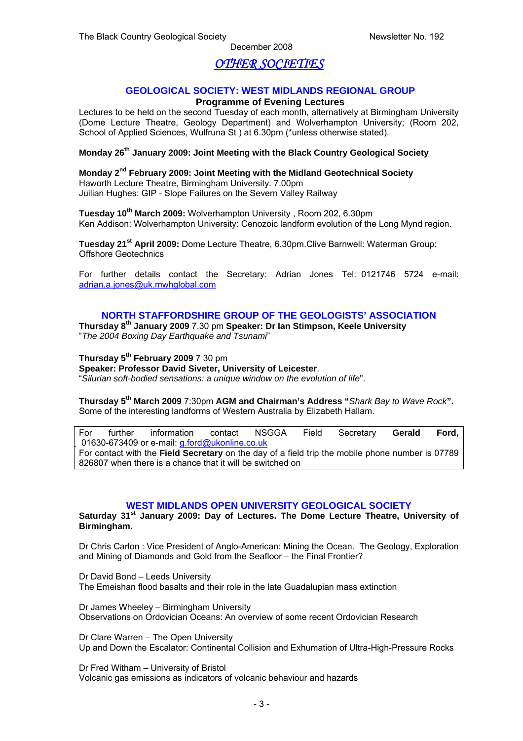# *OTHER SOCIETIES*

## GEOLOGICAL SOCIETY: WEST MIDLANDS REGIONAL GROUP

### Programme of Evening Lectures

Lectures to be held on the second Tuesday of each month, alternatively at Birmingham University (Dome Lecture Theatre, Geology Department) and Wolverhampton University; (Room 202, School of Applied Sciences, Wulfruna St ) at 6.30pm (*unless otherwise stated).

**Monday 26th January 2009: Joint Meeting with the Black Country Geological Society**

**Monday 2nd February 2009: Joint Meeting with the Midland Geotechnical Society**
Haworth Lecture Theatre, Birmingham University. 7.00pm
Juilian Hughes: GIP - Slope Failures on the Severn Valley Railway

**Tuesday 10th March 2009:** Wolverhampton University , Room 202, 6.30pm
Ken Addison: Wolverhampton University: Cenozoic landform evolution of the Long Mynd region.

**Tuesday 21st April 2009:** Dome Lecture Theatre, 6.30pm.Clive Barnwell: Waterman Group: Offshore Geotechnics

For further details contact the Secretary: Adrian Jones Tel: 0121746 5724 e-mail: adrian.a.jones@uk.mwhglobal.com

## NORTH STAFFORDSHIRE GROUP OF THE GEOLOGISTS' ASSOCIATION

**Thursday 8th January 2009** 7.30 pm **Speaker: Dr Ian Stimpson, Keele University**
"*The 2004 Boxing Day Earthquake and Tsunami*"

**Thursday 5th February 2009** 7 30 pm
**Speaker: Professor David Siveter, University of Leicester**.
"*Silurian soft-bodied sensations: a unique window on the evolution of life*".

**Thursday 5th March 2009** 7:30pm **AGM and Chairman's Address "***Shark Bay to Wave Rock***".**
Some of the interesting landforms of Western Australia by Elizabeth Hallam.

For further information contact NSGGA Field Secretary **Gerald Ford,** 01630-673409 or e-mail: g.ford@ukonline.co.uk
For contact with the **Field Secretary** on the day of a field trip the mobile phone number is 07789 826807 when there is a chance that it will be switched on

## WEST MIDLANDS OPEN UNIVERSITY GEOLOGICAL SOCIETY

**Saturday 31st January 2009: Day of Lectures. The Dome Lecture Theatre, University of Birmingham.**

Dr Chris Carlon : Vice President of Anglo-American: Mining the Ocean. The Geology, Exploration and Mining of Diamonds and Gold from the Seafloor – the Final Frontier?

Dr David Bond – Leeds University
The Emeishan flood basalts and their role in the late Guadalupian mass extinction

Dr James Wheeley – Birmingham University
Observations on Ordovician Oceans: An overview of some recent Ordovician Research

Dr Clare Warren – The Open University
Up and Down the Escalator: Continental Collision and Exhumation of Ultra-High-Pressure Rocks

Dr Fred Witham – University of Bristol
Volcanic gas emissions as indicators of volcanic behaviour and hazards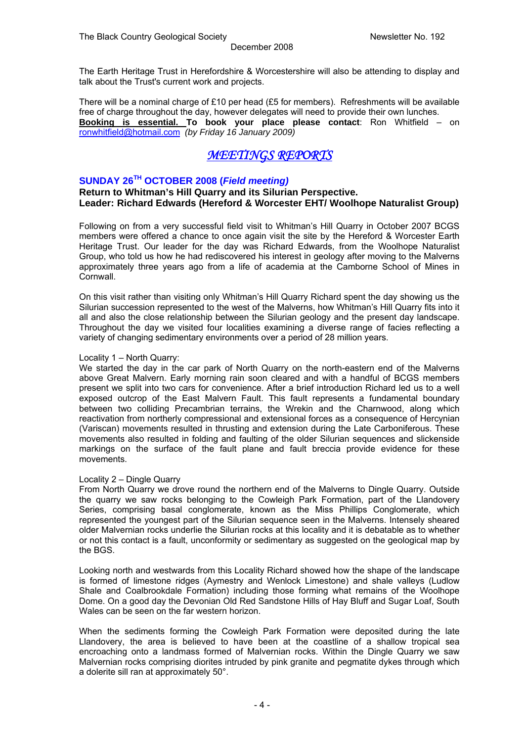The Earth Heritage Trust in Herefordshire & Worcestershire will also be attending to display and talk about the Trust's current work and projects.

There will be a nominal charge of £10 per head (£5 for members). Refreshments will be available free of charge throughout the day, however delegates will need to provide their own lunches. **Booking is essential. To book your place please contact**: Ron Whitfield – on ronwhitfield@hotmail.com *(by Friday 16 January 2009)*

# *MEETINGS REPORTS*

## SUNDAY 26TH OCTOBER 2008 (*Field meeting)*

### Return to Whitman's Hill Quarry and its Silurian Perspective.
### Leader: Richard Edwards (Hereford & Worcester EHT/ Woolhope Naturalist Group)

Following on from a very successful field visit to Whitman's Hill Quarry in October 2007 BCGS members were offered a chance to once again visit the site by the Hereford & Worcester Earth Heritage Trust. Our leader for the day was Richard Edwards, from the Woolhope Naturalist Group, who told us how he had rediscovered his interest in geology after moving to the Malverns approximately three years ago from a life of academia at the Camborne School of Mines in Cornwall.

On this visit rather than visiting only Whitman's Hill Quarry Richard spent the day showing us the Silurian succession represented to the west of the Malverns, how Whitman's Hill Quarry fits into it all and also the close relationship between the Silurian geology and the present day landscape. Throughout the day we visited four localities examining a diverse range of facies reflecting a variety of changing sedimentary environments over a period of 28 million years.

Locality 1 – North Quarry:
We started the day in the car park of North Quarry on the north-eastern end of the Malverns above Great Malvern. Early morning rain soon cleared and with a handful of BCGS members present we split into two cars for convenience. After a brief introduction Richard led us to a well exposed outcrop of the East Malvern Fault. This fault represents a fundamental boundary between two colliding Precambrian terrains, the Wrekin and the Charnwood, along which reactivation from northerly compressional and extensional forces as a consequence of Hercynian (Variscan) movements resulted in thrusting and extension during the Late Carboniferous. These movements also resulted in folding and faulting of the older Silurian sequences and slickenside markings on the surface of the fault plane and fault breccia provide evidence for these movements.

Locality 2 – Dingle Quarry
From North Quarry we drove round the northern end of the Malverns to Dingle Quarry. Outside the quarry we saw rocks belonging to the Cowleigh Park Formation, part of the Llandovery Series, comprising basal conglomerate, known as the Miss Phillips Conglomerate, which represented the youngest part of the Silurian sequence seen in the Malverns. Intensely sheared older Malvernian rocks underlie the Silurian rocks at this locality and it is debatable as to whether or not this contact is a fault, unconformity or sedimentary as suggested on the geological map by the BGS.

Looking north and westwards from this Locality Richard showed how the shape of the landscape is formed of limestone ridges (Aymestry and Wenlock Limestone) and shale valleys (Ludlow Shale and Coalbrookdale Formation) including those forming what remains of the Woolhope Dome. On a good day the Devonian Old Red Sandstone Hills of Hay Bluff and Sugar Loaf, South Wales can be seen on the far western horizon.

When the sediments forming the Cowleigh Park Formation were deposited during the late Llandovery, the area is believed to have been at the coastline of a shallow tropical sea encroaching onto a landmass formed of Malvernian rocks. Within the Dingle Quarry we saw Malvernian rocks comprising diorites intruded by pink granite and pegmatite dykes through which a dolerite sill ran at approximately 50°.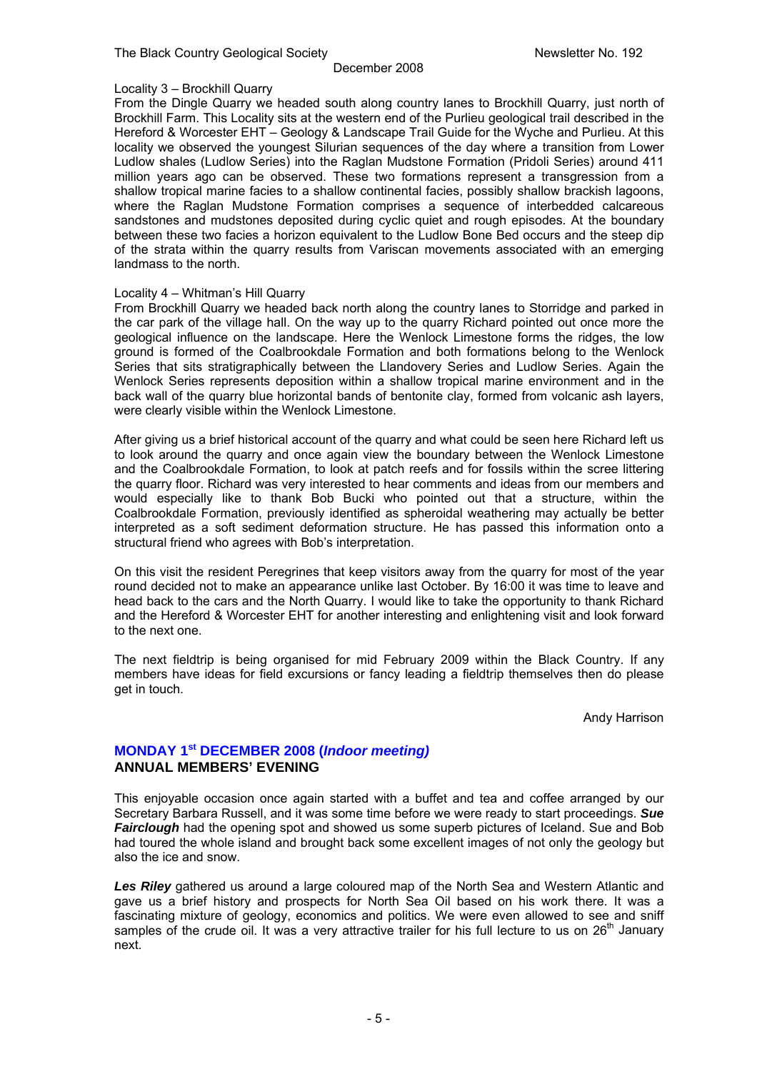Locality 3 – Brockhill Quarry

From the Dingle Quarry we headed south along country lanes to Brockhill Quarry, just north of Brockhill Farm. This Locality sits at the western end of the Purlieu geological trail described in the Hereford & Worcester EHT – Geology & Landscape Trail Guide for the Wyche and Purlieu. At this locality we observed the youngest Silurian sequences of the day where a transition from Lower Ludlow shales (Ludlow Series) into the Raglan Mudstone Formation (Pridoli Series) around 411 million years ago can be observed. These two formations represent a transgression from a shallow tropical marine facies to a shallow continental facies, possibly shallow brackish lagoons, where the Raglan Mudstone Formation comprises a sequence of interbedded calcareous sandstones and mudstones deposited during cyclic quiet and rough episodes. At the boundary between these two facies a horizon equivalent to the Ludlow Bone Bed occurs and the steep dip of the strata within the quarry results from Variscan movements associated with an emerging landmass to the north.

Locality 4 – Whitman's Hill Quarry

From Brockhill Quarry we headed back north along the country lanes to Storridge and parked in the car park of the village hall. On the way up to the quarry Richard pointed out once more the geological influence on the landscape. Here the Wenlock Limestone forms the ridges, the low ground is formed of the Coalbrookdale Formation and both formations belong to the Wenlock Series that sits stratigraphically between the Llandovery Series and Ludlow Series. Again the Wenlock Series represents deposition within a shallow tropical marine environment and in the back wall of the quarry blue horizontal bands of bentonite clay, formed from volcanic ash layers, were clearly visible within the Wenlock Limestone.

After giving us a brief historical account of the quarry and what could be seen here Richard left us to look around the quarry and once again view the boundary between the Wenlock Limestone and the Coalbrookdale Formation, to look at patch reefs and for fossils within the scree littering the quarry floor. Richard was very interested to hear comments and ideas from our members and would especially like to thank Bob Bucki who pointed out that a structure, within the Coalbrookdale Formation, previously identified as spheroidal weathering may actually be better interpreted as a soft sediment deformation structure. He has passed this information onto a structural friend who agrees with Bob's interpretation.

On this visit the resident Peregrines that keep visitors away from the quarry for most of the year round decided not to make an appearance unlike last October. By 16:00 it was time to leave and head back to the cars and the North Quarry. I would like to take the opportunity to thank Richard and the Hereford & Worcester EHT for another interesting and enlightening visit and look forward to the next one.

The next fieldtrip is being organised for mid February 2009 within the Black Country. If any members have ideas for field excursions or fancy leading a fieldtrip themselves then do please get in touch.

Andy Harrison

## MONDAY 1st DECEMBER 2008 (*Indoor meeting)*
## ANNUAL MEMBERS' EVENING

This enjoyable occasion once again started with a buffet and tea and coffee arranged by our Secretary Barbara Russell, and it was some time before we were ready to start proceedings. ***Sue Fairclough*** had the opening spot and showed us some superb pictures of Iceland. Sue and Bob had toured the whole island and brought back some excellent images of not only the geology but also the ice and snow.

***Les Riley*** gathered us around a large coloured map of the North Sea and Western Atlantic and gave us a brief history and prospects for North Sea Oil based on his work there. It was a fascinating mixture of geology, economics and politics. We were even allowed to see and sniff samples of the crude oil. It was a very attractive trailer for his full lecture to us on 26th January next.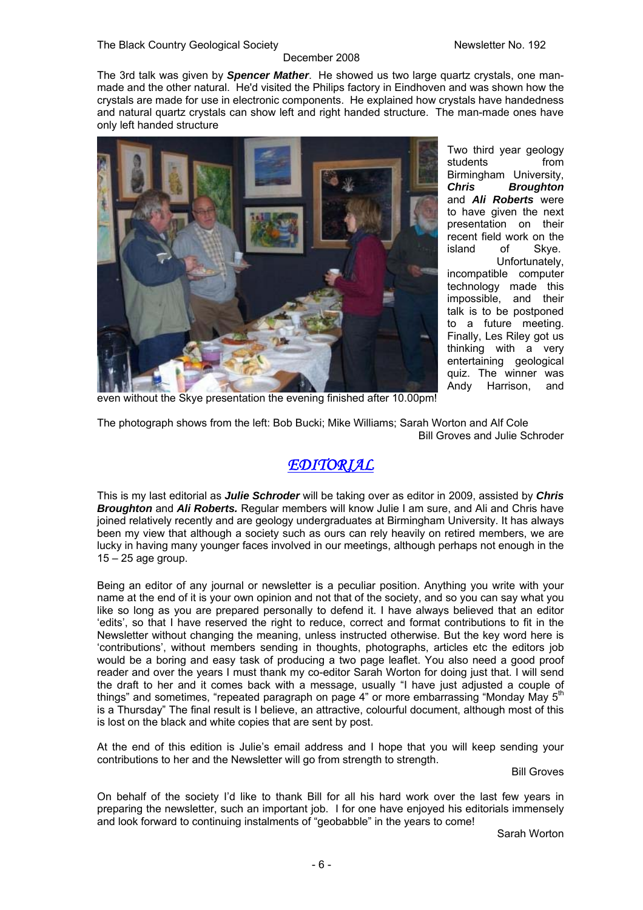The 3rd talk was given by ***Spencer Mather***. He showed us two large quartz crystals, one man-made and the other natural. He'd visited the Philips factory in Eindhoven and was shown how the crystals are made for use in electronic components. He explained how crystals have handedness and natural quartz crystals can show left and right handed structure. The man-made ones have only left handed structure

Two third year geology students from Birmingham University, ***Chris Broughton*** and ***Ali Roberts*** were to have given the next presentation on their recent field work on the island of Skye. Unfortunately, incompatible computer technology made this impossible, and their talk is to be postponed to a future meeting. Finally, Les Riley got us thinking with a very entertaining geological quiz. The winner was Andy Harrison, and even without the Skye presentation the evening finished after 10.00pm!

The photograph shows from the left: Bob Bucki; Mike Williams; Sarah Worton and Alf Cole

Bill Groves and Julie Schroder

## *EDITORIAL*

This is my last editorial as ***Julie Schroder*** will be taking over as editor in 2009, assisted by ***Chris Broughton*** and ***Ali Roberts.*** Regular members will know Julie I am sure, and Ali and Chris have joined relatively recently and are geology undergraduates at Birmingham University. It has always been my view that although a society such as ours can rely heavily on retired members, we are lucky in having many younger faces involved in our meetings, although perhaps not enough in the 15 – 25 age group.

Being an editor of any journal or newsletter is a peculiar position. Anything you write with your name at the end of it is your own opinion and not that of the society, and so you can say what you like so long as you are prepared personally to defend it. I have always believed that an editor 'edits', so that I have reserved the right to reduce, correct and format contributions to fit in the Newsletter without changing the meaning, unless instructed otherwise. But the key word here is 'contributions', without members sending in thoughts, photographs, articles etc the editors job would be a boring and easy task of producing a two page leaflet. You also need a good proof reader and over the years I must thank my co-editor Sarah Worton for doing just that. I will send the draft to her and it comes back with a message, usually "I have just adjusted a couple of things" and sometimes, "repeated paragraph on page 4" or more embarrassing "Monday May 5th is a Thursday" The final result is I believe, an attractive, colourful document, although most of this is lost on the black and white copies that are sent by post.

At the end of this edition is Julie's email address and I hope that you will keep sending your contributions to her and the Newsletter will go from strength to strength.

Bill Groves

On behalf of the society I'd like to thank Bill for all his hard work over the last few years in preparing the newsletter, such an important job. I for one have enjoyed his editorials immensely and look forward to continuing instalments of "geobabble" in the years to come!

Sarah Worton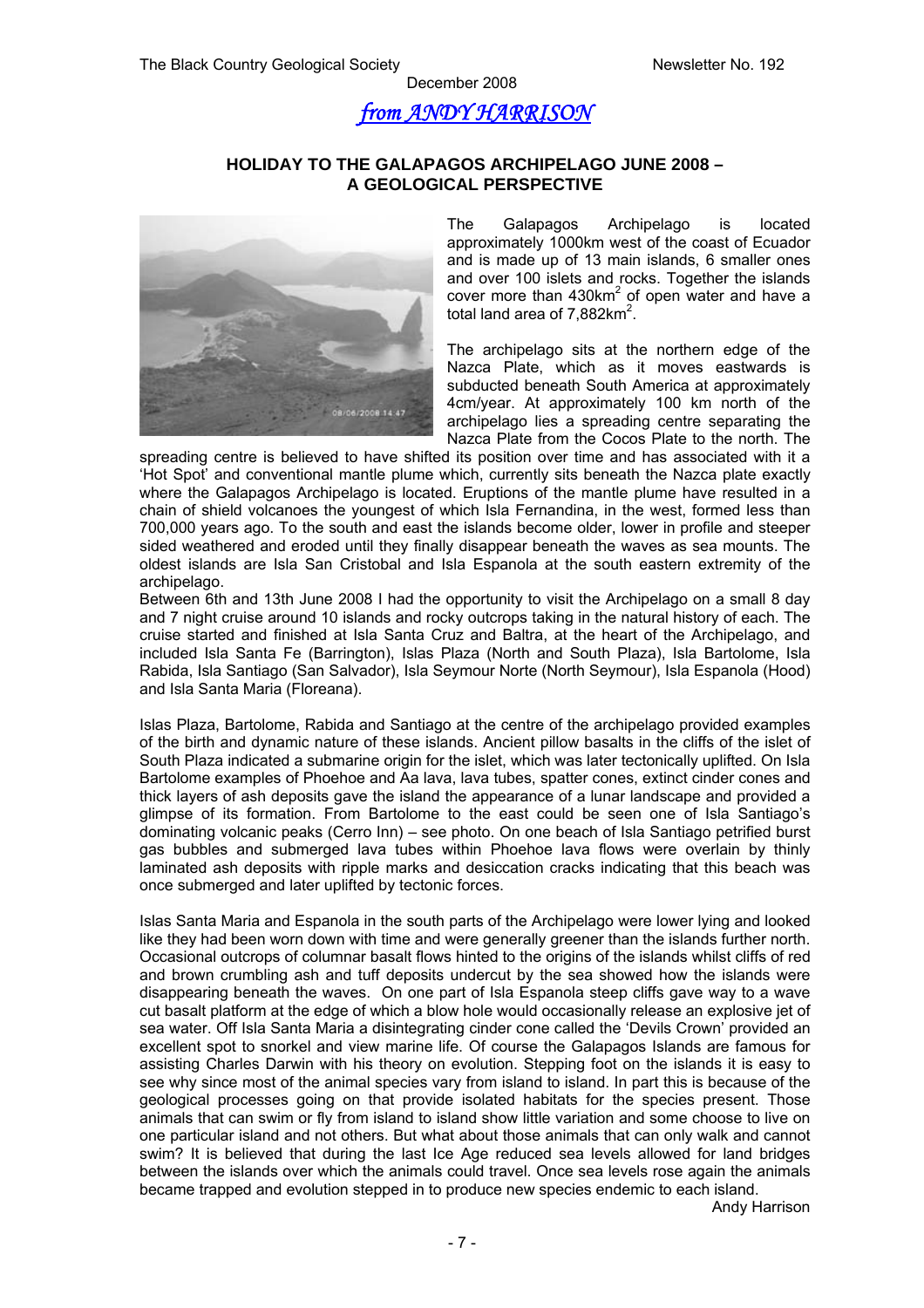*from ANDY HARRISON*

## HOLIDAY TO THE GALAPAGOS ARCHIPELAGO JUNE 2008 – A GEOLOGICAL PERSPECTIVE

The Galapagos Archipelago is located approximately 1000km west of the coast of Ecuador and is made up of 13 main islands, 6 smaller ones and over 100 islets and rocks. Together the islands cover more than 430km$^2$ of open water and have a total land area of 7,882km$^2$.

The archipelago sits at the northern edge of the Nazca Plate, which as it moves eastwards is subducted beneath South America at approximately 4cm/year. At approximately 100 km north of the archipelago lies a spreading centre separating the Nazca Plate from the Cocos Plate to the north. The spreading centre is believed to have shifted its position over time and has associated with it a 'Hot Spot' and conventional mantle plume which, currently sits beneath the Nazca plate exactly where the Galapagos Archipelago is located. Eruptions of the mantle plume have resulted in a chain of shield volcanoes the youngest of which Isla Fernandina, in the west, formed less than 700,000 years ago. To the south and east the islands become older, lower in profile and steeper sided weathered and eroded until they finally disappear beneath the waves as sea mounts. The oldest islands are Isla San Cristobal and Isla Espanola at the south eastern extremity of the archipelago.

Between 6th and 13th June 2008 I had the opportunity to visit the Archipelago on a small 8 day and 7 night cruise around 10 islands and rocky outcrops taking in the natural history of each. The cruise started and finished at Isla Santa Cruz and Baltra, at the heart of the Archipelago, and included Isla Santa Fe (Barrington), Islas Plaza (North and South Plaza), Isla Bartolome, Isla Rabida, Isla Santiago (San Salvador), Isla Seymour Norte (North Seymour), Isla Espanola (Hood) and Isla Santa Maria (Floreana).

Islas Plaza, Bartolome, Rabida and Santiago at the centre of the archipelago provided examples of the birth and dynamic nature of these islands. Ancient pillow basalts in the cliffs of the islet of South Plaza indicated a submarine origin for the islet, which was later tectonically uplifted. On Isla Bartolome examples of Phoehoe and Aa lava, lava tubes, spatter cones, extinct cinder cones and thick layers of ash deposits gave the island the appearance of a lunar landscape and provided a glimpse of its formation. From Bartolome to the east could be seen one of Isla Santiago's dominating volcanic peaks (Cerro Inn) – see photo. On one beach of Isla Santiago petrified burst gas bubbles and submerged lava tubes within Phoehoe lava flows were overlain by thinly laminated ash deposits with ripple marks and desiccation cracks indicating that this beach was once submerged and later uplifted by tectonic forces.

Islas Santa Maria and Espanola in the south parts of the Archipelago were lower lying and looked like they had been worn down with time and were generally greener than the islands further north. Occasional outcrops of columnar basalt flows hinted to the origins of the islands whilst cliffs of red and brown crumbling ash and tuff deposits undercut by the sea showed how the islands were disappearing beneath the waves. On one part of Isla Espanola steep cliffs gave way to a wave cut basalt platform at the edge of which a blow hole would occasionally release an explosive jet of sea water. Off Isla Santa Maria a disintegrating cinder cone called the 'Devils Crown' provided an excellent spot to snorkel and view marine life. Of course the Galapagos Islands are famous for assisting Charles Darwin with his theory on evolution. Stepping foot on the islands it is easy to see why since most of the animal species vary from island to island. In part this is because of the geological processes going on that provide isolated habitats for the species present. Those animals that can swim or fly from island to island show little variation and some choose to live on one particular island and not others. But what about those animals that can only walk and cannot swim? It is believed that during the last Ice Age reduced sea levels allowed for land bridges between the islands over which the animals could travel. Once sea levels rose again the animals became trapped and evolution stepped in to produce new species endemic to each island.

Andy Harrison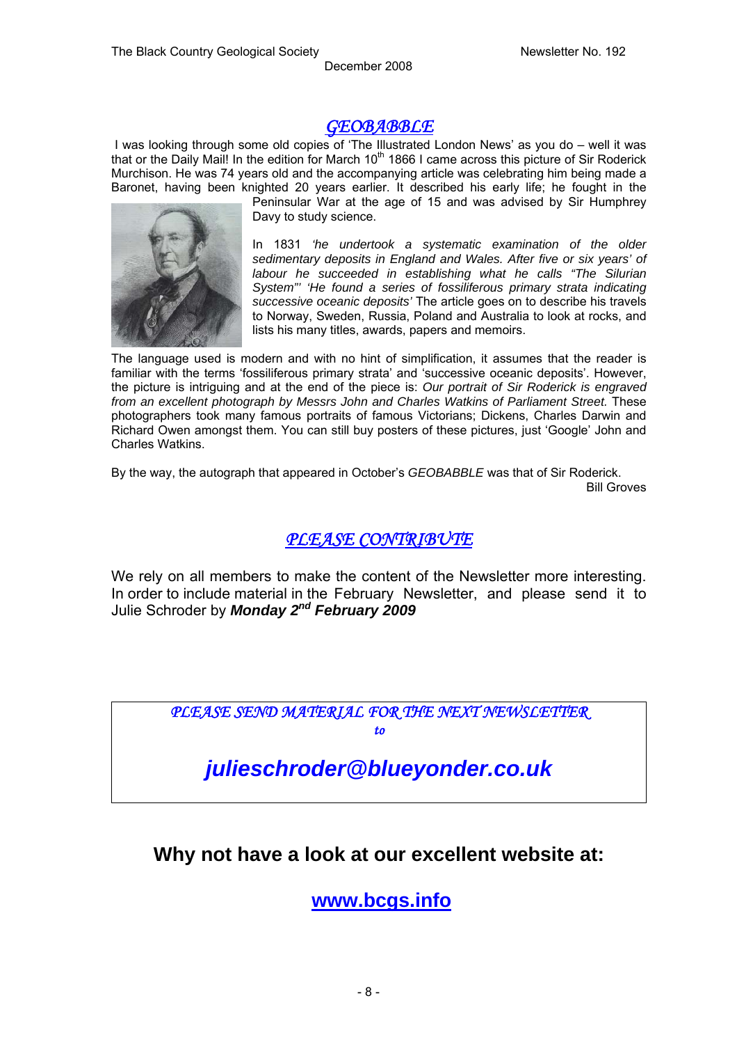## *GEOBABBLE*

I was looking through some old copies of 'The Illustrated London News' as you do – well it was that or the Daily Mail! In the edition for March 10th 1866 I came across this picture of Sir Roderick Murchison. He was 74 years old and the accompanying article was celebrating him being made a Baronet, having been knighted 20 years earlier. It described his early life; he fought in the Peninsular War at the age of 15 and was advised by Sir Humphrey Davy to study science.

In 1831 *'he undertook a systematic examination of the older sedimentary deposits in England and Wales. After five or six years' of labour he succeeded in establishing what he calls "The Silurian System"' 'He found a series of fossiliferous primary strata indicating successive oceanic deposits'* The article goes on to describe his travels to Norway, Sweden, Russia, Poland and Australia to look at rocks, and lists his many titles, awards, papers and memoirs.

The language used is modern and with no hint of simplification, it assumes that the reader is familiar with the terms 'fossiliferous primary strata' and 'successive oceanic deposits'. However, the picture is intriguing and at the end of the piece is: *Our portrait of Sir Roderick is engraved from an excellent photograph by Messrs John and Charles Watkins of Parliament Street.* These photographers took many famous portraits of famous Victorians; Dickens, Charles Darwin and Richard Owen amongst them. You can still buy posters of these pictures, just 'Google' John and Charles Watkins.

By the way, the autograph that appeared in October's *GEOBABBLE* was that of Sir Roderick.

Bill Groves

## *PLEASE CONTRIBUTE*

We rely on all members to make the content of the Newsletter more interesting. In order to include material in the February Newsletter, and please send it to Julie Schroder by ***Monday 2nd February 2009***

*PLEASE SEND MATERIAL FOR THE NEXT NEWSLETTER*

*to*

***julieschroder@blueyonder.co.uk***

## Why not have a look at our excellent website at:

## www.bcgs.info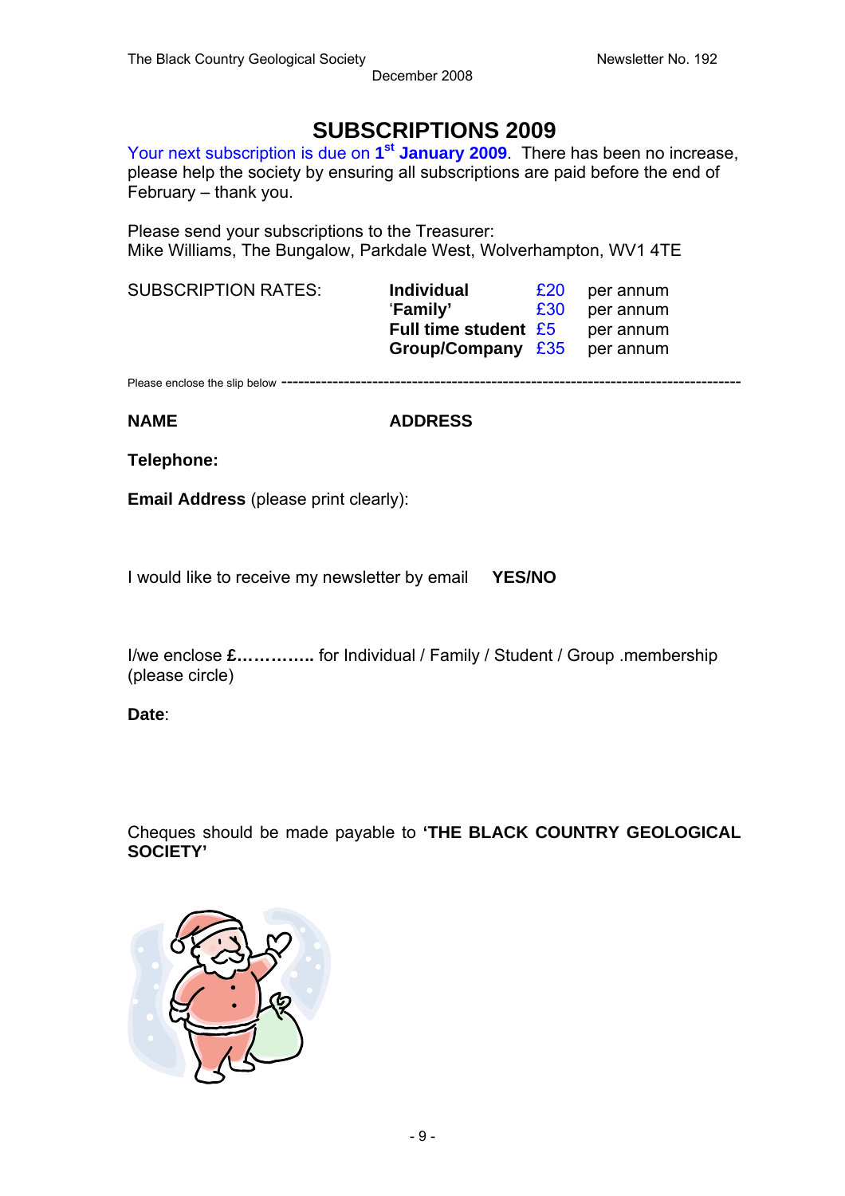# SUBSCRIPTIONS 2009

Your next subscription is due on **1st January 2009**. There has been no increase, please help the society by ensuring all subscriptions are paid before the end of February – thank you.

Please send your subscriptions to the Treasurer:
Mike Williams, The Bungalow, Parkdale West, Wolverhampton, WV1 4TE

| | | | |
|---|---|---|---|
| SUBSCRIPTION RATES: | **Individual** | £20 | per annum |
| | '**Family'** | £30 | per annum |
| | **Full time student** | £5 | per annum |
| | **Group/Company** | £35 | per annum |

Please enclose the slip below ---------------------------------------------------------------------------------

**NAME** **ADDRESS**

**Telephone:**

**Email Address** (please print clearly):

I would like to receive my newsletter by email **YES/NO**

I/we enclose **£…………..** for Individual / Family / Student / Group .membership (please circle)

**Date**:

Cheques should be made payable to **'THE BLACK COUNTRY GEOLOGICAL SOCIETY'**